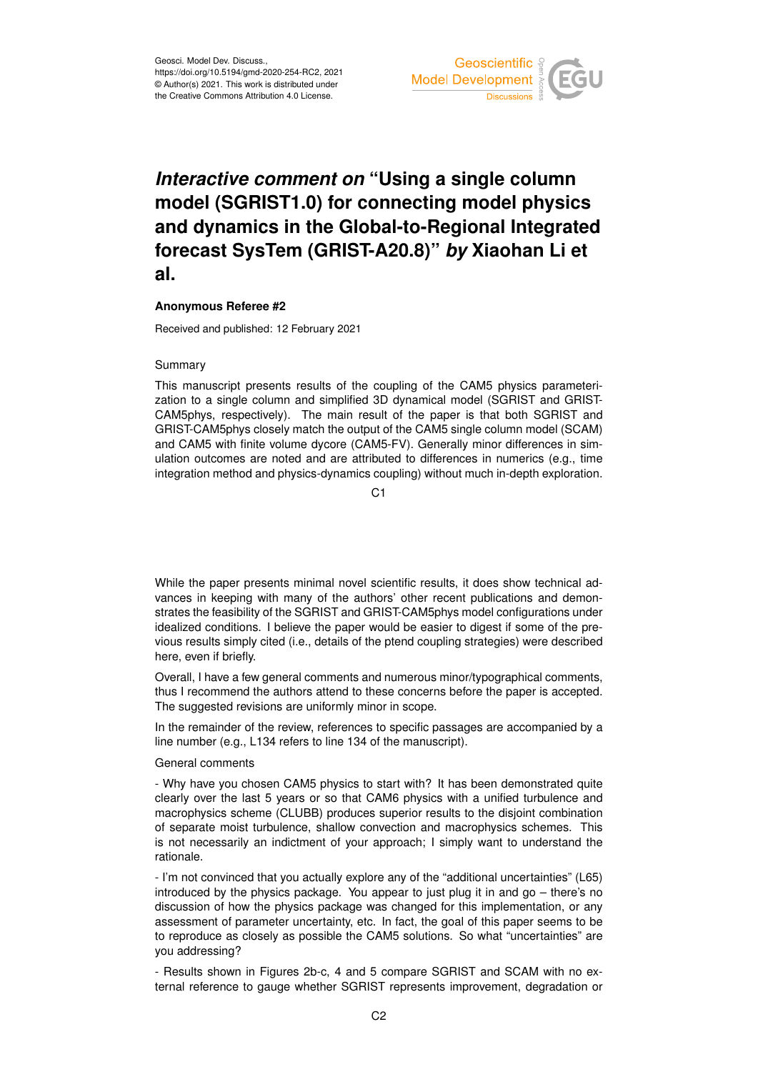# *Interactive comment on* "Using a single column model (SGRIST1.0) for connecting model physics and dynamics in the Global-to-Regional Integrated forecast SysTem (GRIST-A20.8)" *by* Xiaohan Li et al.

**Anonymous Referee #2**

Received and published: 12 February 2021

Summary

This manuscript presents results of the coupling of the CAM5 physics parameterization to a single column and simplified 3D dynamical model (SGRIST and GRIST-CAM5phys, respectively). The main result of the paper is that both SGRIST and GRIST-CAM5phys closely match the output of the CAM5 single column model (SCAM) and CAM5 with finite volume dycore (CAM5-FV). Generally minor differences in simulation outcomes are noted and are attributed to differences in numerics (e.g., time integration method and physics-dynamics coupling) without much in-depth exploration.

While the paper presents minimal novel scientific results, it does show technical advances in keeping with many of the authors' other recent publications and demonstrates the feasibility of the SGRIST and GRIST-CAM5phys model configurations under idealized conditions. I believe the paper would be easier to digest if some of the previous results simply cited (i.e., details of the ptend coupling strategies) were described here, even if briefly.

Overall, I have a few general comments and numerous minor/typographical comments, thus I recommend the authors attend to these concerns before the paper is accepted. The suggested revisions are uniformly minor in scope.

In the remainder of the review, references to specific passages are accompanied by a line number (e.g., L134 refers to line 134 of the manuscript).

General comments

- Why have you chosen CAM5 physics to start with? It has been demonstrated quite clearly over the last 5 years or so that CAM6 physics with a unified turbulence and macrophysics scheme (CLUBB) produces superior results to the disjoint combination of separate moist turbulence, shallow convection and macrophysics schemes. This is not necessarily an indictment of your approach; I simply want to understand the rationale.

- I'm not convinced that you actually explore any of the "additional uncertainties" (L65) introduced by the physics package. You appear to just plug it in and go – there's no discussion of how the physics package was changed for this implementation, or any assessment of parameter uncertainty, etc. In fact, the goal of this paper seems to be to reproduce as closely as possible the CAM5 solutions. So what "uncertainties" are you addressing?

- Results shown in Figures 2b-c, 4 and 5 compare SGRIST and SCAM with no external reference to gauge whether SGRIST represents improvement, degradation or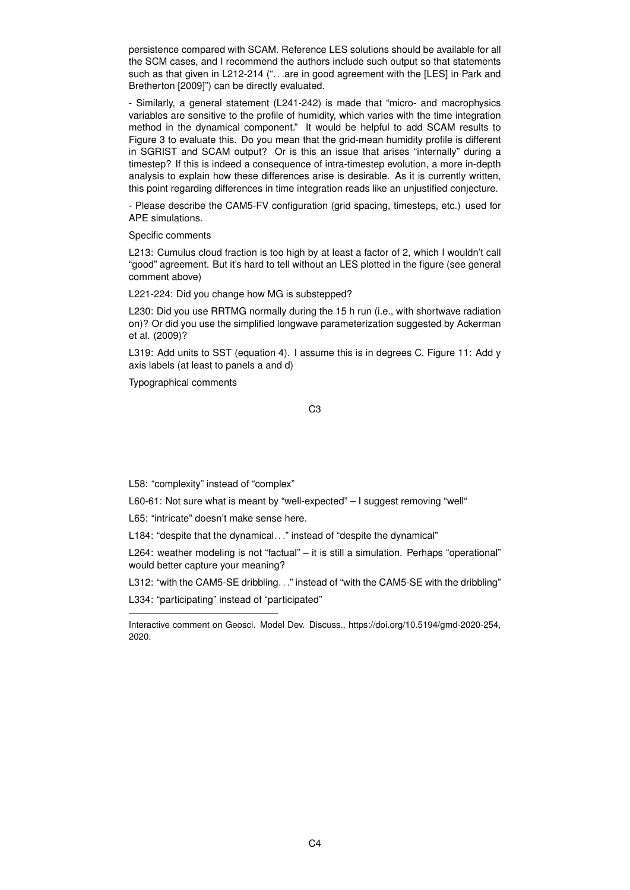persistence compared with SCAM. Reference LES solutions should be available for all the SCM cases, and I recommend the authors include such output so that statements such as that given in L212-214 ("…are in good agreement with the [LES] in Park and Bretherton [2009]") can be directly evaluated.

- Similarly, a general statement (L241-242) is made that "micro- and macrophysics variables are sensitive to the profile of humidity, which varies with the time integration method in the dynamical component." It would be helpful to add SCAM results to Figure 3 to evaluate this. Do you mean that the grid-mean humidity profile is different in SGRIST and SCAM output? Or is this an issue that arises "internally" during a timestep? If this is indeed a consequence of intra-timestep evolution, a more in-depth analysis to explain how these differences arise is desirable. As it is currently written, this point regarding differences in time integration reads like an unjustified conjecture.

- Please describe the CAM5-FV configuration (grid spacing, timesteps, etc.) used for APE simulations.

Specific comments

L213: Cumulus cloud fraction is too high by at least a factor of 2, which I wouldn't call "good" agreement. But it's hard to tell without an LES plotted in the figure (see general comment above)

L221-224: Did you change how MG is substepped?

L230: Did you use RRTMG normally during the 15 h run (i.e., with shortwave radiation on)? Or did you use the simplified longwave parameterization suggested by Ackerman et al. (2009)?

L319: Add units to SST (equation 4). I assume this is in degrees C. Figure 11: Add y axis labels (at least to panels a and d)

Typographical comments

L58: "complexity" instead of "complex"

L60-61: Not sure what is meant by "well-expected" – I suggest removing "well"

L65: "intricate" doesn't make sense here.

L184: "despite that the dynamical…" instead of "despite the dynamical"

L264: weather modeling is not "factual" – it is still a simulation. Perhaps "operational" would better capture your meaning?

L312: "with the CAM5-SE dribbling…" instead of "with the CAM5-SE with the dribbling"

L334: "participating" instead of "participated"

---

Interactive comment on Geosci. Model Dev. Discuss., https://doi.org/10.5194/gmd-2020-254, 2020.